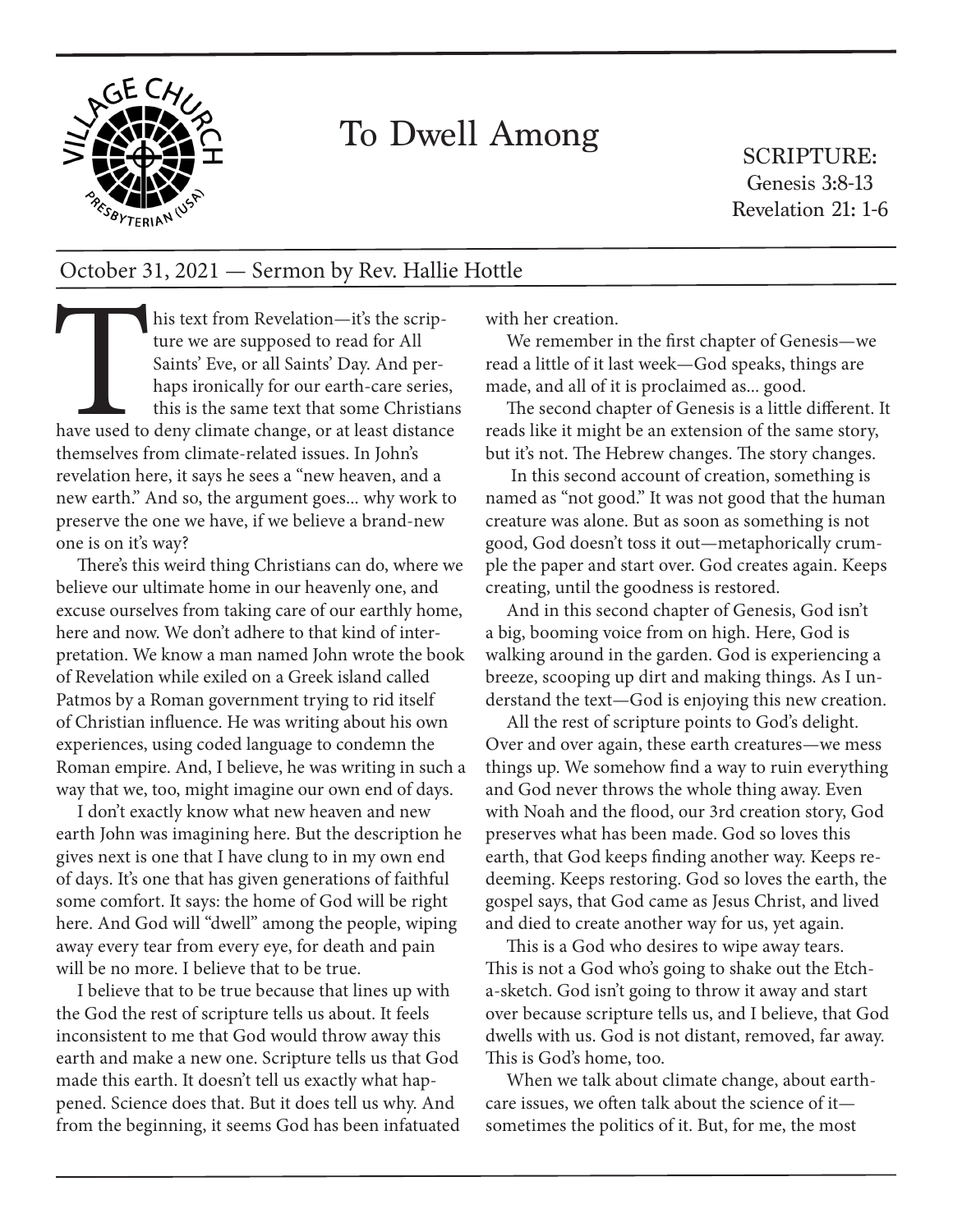# To Dwell Among

SCRIPTURE:
Genesis 3:8-13
Revelation 21: 1-6

October 31, 2021 — Sermon by Rev. Hallie Hottle

This text from Revelation—it's the scripture we are supposed to read for All Saints' Eve, or all Saints' Day. And perhaps ironically for our earth-care series, this is the same text that some Christians have used to deny climate change, or at least distance themselves from climate-related issues. In John's revelation here, it says he sees a "new heaven, and a new earth." And so, the argument goes... why work to preserve the one we have, if we believe a brand-new one is on it's way?

There's this weird thing Christians can do, where we believe our ultimate home in our heavenly one, and excuse ourselves from taking care of our earthly home, here and now. We don't adhere to that kind of interpretation. We know a man named John wrote the book of Revelation while exiled on a Greek island called Patmos by a Roman government trying to rid itself of Christian influence. He was writing about his own experiences, using coded language to condemn the Roman empire. And, I believe, he was writing in such a way that we, too, might imagine our own end of days.

I don't exactly know what new heaven and new earth John was imagining here. But the description he gives next is one that I have clung to in my own end of days. It's one that has given generations of faithful some comfort. It says: the home of God will be right here. And God will "dwell" among the people, wiping away every tear from every eye, for death and pain will be no more. I believe that to be true.

I believe that to be true because that lines up with the God the rest of scripture tells us about. It feels inconsistent to me that God would throw away this earth and make a new one. Scripture tells us that God made this earth. It doesn't tell us exactly what happened. Science does that. But it does tell us why. And from the beginning, it seems God has been infatuated with her creation.

We remember in the first chapter of Genesis—we read a little of it last week—God speaks, things are made, and all of it is proclaimed as... good.

The second chapter of Genesis is a little different. It reads like it might be an extension of the same story, but it's not. The Hebrew changes. The story changes.

In this second account of creation, something is named as "not good." It was not good that the human creature was alone. But as soon as something is not good, God doesn't toss it out—metaphorically crumple the paper and start over. God creates again. Keeps creating, until the goodness is restored.

And in this second chapter of Genesis, God isn't a big, booming voice from on high. Here, God is walking around in the garden. God is experiencing a breeze, scooping up dirt and making things. As I understand the text—God is enjoying this new creation.

All the rest of scripture points to God's delight. Over and over again, these earth creatures—we mess things up. We somehow find a way to ruin everything and God never throws the whole thing away. Even with Noah and the flood, our 3rd creation story, God preserves what has been made. God so loves this earth, that God keeps finding another way. Keeps redeeming. Keeps restoring. God so loves the earth, the gospel says, that God came as Jesus Christ, and lived and died to create another way for us, yet again.

This is a God who desires to wipe away tears. This is not a God who's going to shake out the Etch-a-sketch. God isn't going to throw it away and start over because scripture tells us, and I believe, that God dwells with us. God is not distant, removed, far away. This is God's home, too.

When we talk about climate change, about earth-care issues, we often talk about the science of it—sometimes the politics of it. But, for me, the most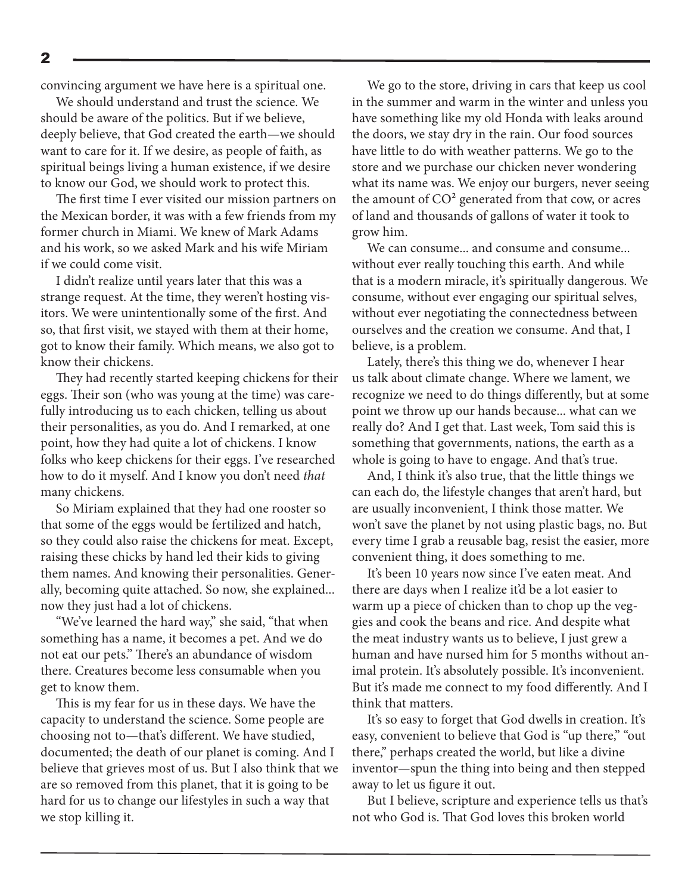convincing argument we have here is a spiritual one.

We should understand and trust the science. We should be aware of the politics. But if we believe, deeply believe, that God created the earth—we should want to care for it. If we desire, as people of faith, as spiritual beings living a human existence, if we desire to know our God, we should work to protect this.

The first time I ever visited our mission partners on the Mexican border, it was with a few friends from my former church in Miami. We knew of Mark Adams and his work, so we asked Mark and his wife Miriam if we could come visit.

I didn't realize until years later that this was a strange request. At the time, they weren't hosting visitors. We were unintentionally some of the first. And so, that first visit, we stayed with them at their home, got to know their family. Which means, we also got to know their chickens.

They had recently started keeping chickens for their eggs. Their son (who was young at the time) was carefully introducing us to each chicken, telling us about their personalities, as you do. And I remarked, at one point, how they had quite a lot of chickens. I know folks who keep chickens for their eggs. I've researched how to do it myself. And I know you don't need *that* many chickens.

So Miriam explained that they had one rooster so that some of the eggs would be fertilized and hatch, so they could also raise the chickens for meat. Except, raising these chicks by hand led their kids to giving them names. And knowing their personalities. Generally, becoming quite attached. So now, she explained... now they just had a lot of chickens.

"We've learned the hard way," she said, "that when something has a name, it becomes a pet. And we do not eat our pets." There's an abundance of wisdom there. Creatures become less consumable when you get to know them.

This is my fear for us in these days. We have the capacity to understand the science. Some people are choosing not to—that's different. We have studied, documented; the death of our planet is coming. And I believe that grieves most of us. But I also think that we are so removed from this planet, that it is going to be hard for us to change our lifestyles in such a way that we stop killing it.

We go to the store, driving in cars that keep us cool in the summer and warm in the winter and unless you have something like my old Honda with leaks around the doors, we stay dry in the rain. Our food sources have little to do with weather patterns. We go to the store and we purchase our chicken never wondering what its name was. We enjoy our burgers, never seeing the amount of $CO^2$ generated from that cow, or acres of land and thousands of gallons of water it took to grow him.

We can consume... and consume and consume... without ever really touching this earth. And while that is a modern miracle, it's spiritually dangerous. We consume, without ever engaging our spiritual selves, without ever negotiating the connectedness between ourselves and the creation we consume. And that, I believe, is a problem.

Lately, there's this thing we do, whenever I hear us talk about climate change. Where we lament, we recognize we need to do things differently, but at some point we throw up our hands because... what can we really do? And I get that. Last week, Tom said this is something that governments, nations, the earth as a whole is going to have to engage. And that's true.

And, I think it's also true, that the little things we can each do, the lifestyle changes that aren't hard, but are usually inconvenient, I think those matter. We won't save the planet by not using plastic bags, no. But every time I grab a reusable bag, resist the easier, more convenient thing, it does something to me.

It's been 10 years now since I've eaten meat. And there are days when I realize it'd be a lot easier to warm up a piece of chicken than to chop up the veggies and cook the beans and rice. And despite what the meat industry wants us to believe, I just grew a human and have nursed him for 5 months without animal protein. It's absolutely possible. It's inconvenient. But it's made me connect to my food differently. And I think that matters.

It's so easy to forget that God dwells in creation. It's easy, convenient to believe that God is "up there," "out there," perhaps created the world, but like a divine inventor—spun the thing into being and then stepped away to let us figure it out.

But I believe, scripture and experience tells us that's not who God is. That God loves this broken world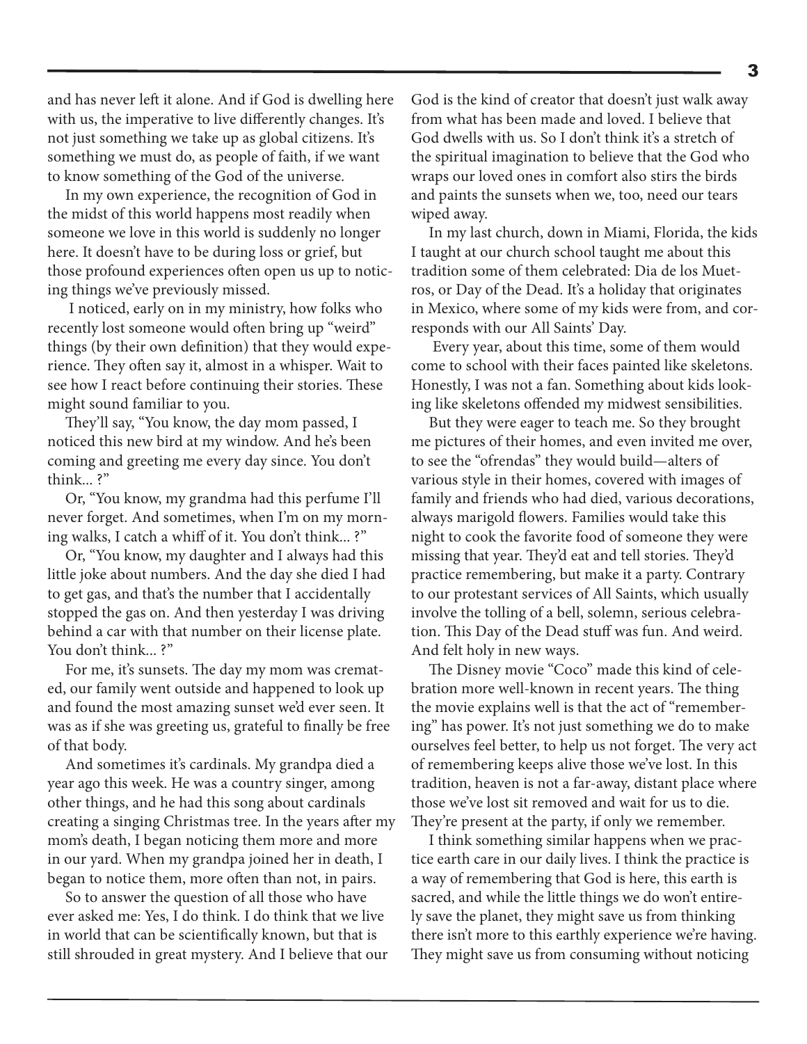and has never left it alone. And if God is dwelling here with us, the imperative to live differently changes. It's not just something we take up as global citizens. It's something we must do, as people of faith, if we want to know something of the God of the universe.

In my own experience, the recognition of God in the midst of this world happens most readily when someone we love in this world is suddenly no longer here. It doesn't have to be during loss or grief, but those profound experiences often open us up to noticing things we've previously missed.

I noticed, early on in my ministry, how folks who recently lost someone would often bring up "weird" things (by their own definition) that they would experience. They often say it, almost in a whisper. Wait to see how I react before continuing their stories. These might sound familiar to you.

They'll say, "You know, the day mom passed, I noticed this new bird at my window. And he's been coming and greeting me every day since. You don't think... ?"

Or, "You know, my grandma had this perfume I'll never forget. And sometimes, when I'm on my morning walks, I catch a whiff of it. You don't think... ?"

Or, "You know, my daughter and I always had this little joke about numbers. And the day she died I had to get gas, and that's the number that I accidentally stopped the gas on. And then yesterday I was driving behind a car with that number on their license plate. You don't think... ?"

For me, it's sunsets. The day my mom was cremated, our family went outside and happened to look up and found the most amazing sunset we'd ever seen. It was as if she was greeting us, grateful to finally be free of that body.

And sometimes it's cardinals. My grandpa died a year ago this week. He was a country singer, among other things, and he had this song about cardinals creating a singing Christmas tree. In the years after my mom's death, I began noticing them more and more in our yard. When my grandpa joined her in death, I began to notice them, more often than not, in pairs.

So to answer the question of all those who have ever asked me: Yes, I do think. I do think that we live in world that can be scientifically known, but that is still shrouded in great mystery. And I believe that our God is the kind of creator that doesn't just walk away from what has been made and loved. I believe that God dwells with us. So I don't think it's a stretch of the spiritual imagination to believe that the God who wraps our loved ones in comfort also stirs the birds and paints the sunsets when we, too, need our tears wiped away.

In my last church, down in Miami, Florida, the kids I taught at our church school taught me about this tradition some of them celebrated: Dia de los Muetros, or Day of the Dead. It's a holiday that originates in Mexico, where some of my kids were from, and corresponds with our All Saints' Day.

Every year, about this time, some of them would come to school with their faces painted like skeletons. Honestly, I was not a fan. Something about kids looking like skeletons offended my midwest sensibilities.

But they were eager to teach me. So they brought me pictures of their homes, and even invited me over, to see the "ofrendas" they would build—alters of various style in their homes, covered with images of family and friends who had died, various decorations, always marigold flowers. Families would take this night to cook the favorite food of someone they were missing that year. They'd eat and tell stories. They'd practice remembering, but make it a party. Contrary to our protestant services of All Saints, which usually involve the tolling of a bell, solemn, serious celebration. This Day of the Dead stuff was fun. And weird. And felt holy in new ways.

The Disney movie "Coco" made this kind of celebration more well-known in recent years. The thing the movie explains well is that the act of "remembering" has power. It's not just something we do to make ourselves feel better, to help us not forget. The very act of remembering keeps alive those we've lost. In this tradition, heaven is not a far-away, distant place where those we've lost sit removed and wait for us to die. They're present at the party, if only we remember.

I think something similar happens when we practice earth care in our daily lives. I think the practice is a way of remembering that God is here, this earth is sacred, and while the little things we do won't entirely save the planet, they might save us from thinking there isn't more to this earthly experience we're having. They might save us from consuming without noticing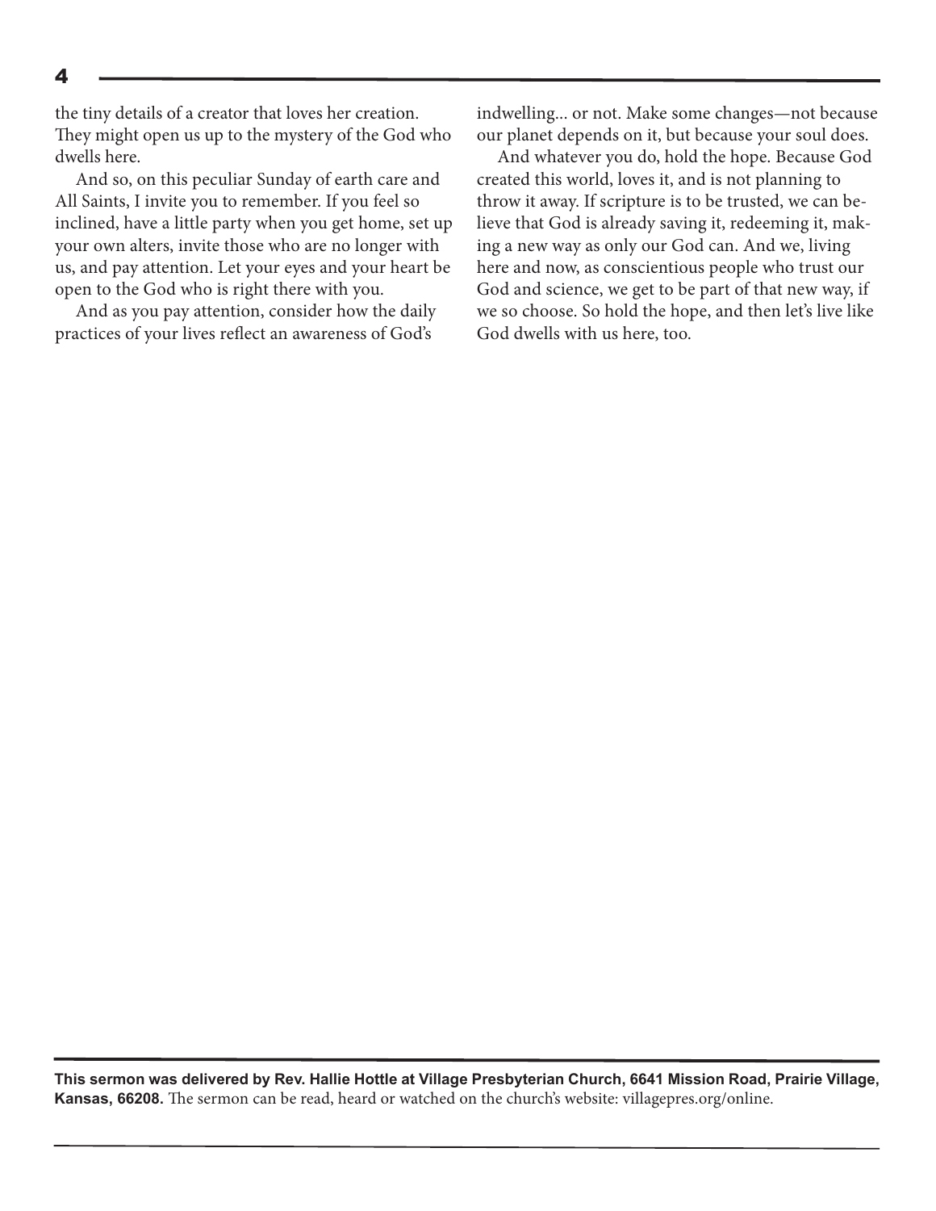the tiny details of a creator that loves her creation. They might open us up to the mystery of the God who dwells here.

And so, on this peculiar Sunday of earth care and All Saints, I invite you to remember. If you feel so inclined, have a little party when you get home, set up your own alters, invite those who are no longer with us, and pay attention. Let your eyes and your heart be open to the God who is right there with you.

And as you pay attention, consider how the daily practices of your lives reflect an awareness of God's indwelling... or not. Make some changes—not because our planet depends on it, but because your soul does.

And whatever you do, hold the hope. Because God created this world, loves it, and is not planning to throw it away. If scripture is to be trusted, we can believe that God is already saving it, redeeming it, making a new way as only our God can. And we, living here and now, as conscientious people who trust our God and science, we get to be part of that new way, if we so choose. So hold the hope, and then let's live like God dwells with us here, too.

---

**This sermon was delivered by Rev. Hallie Hottle at Village Presbyterian Church, 6641 Mission Road, Prairie Village, Kansas, 66208.** The sermon can be read, heard or watched on the church's website: villagepres.org/online.